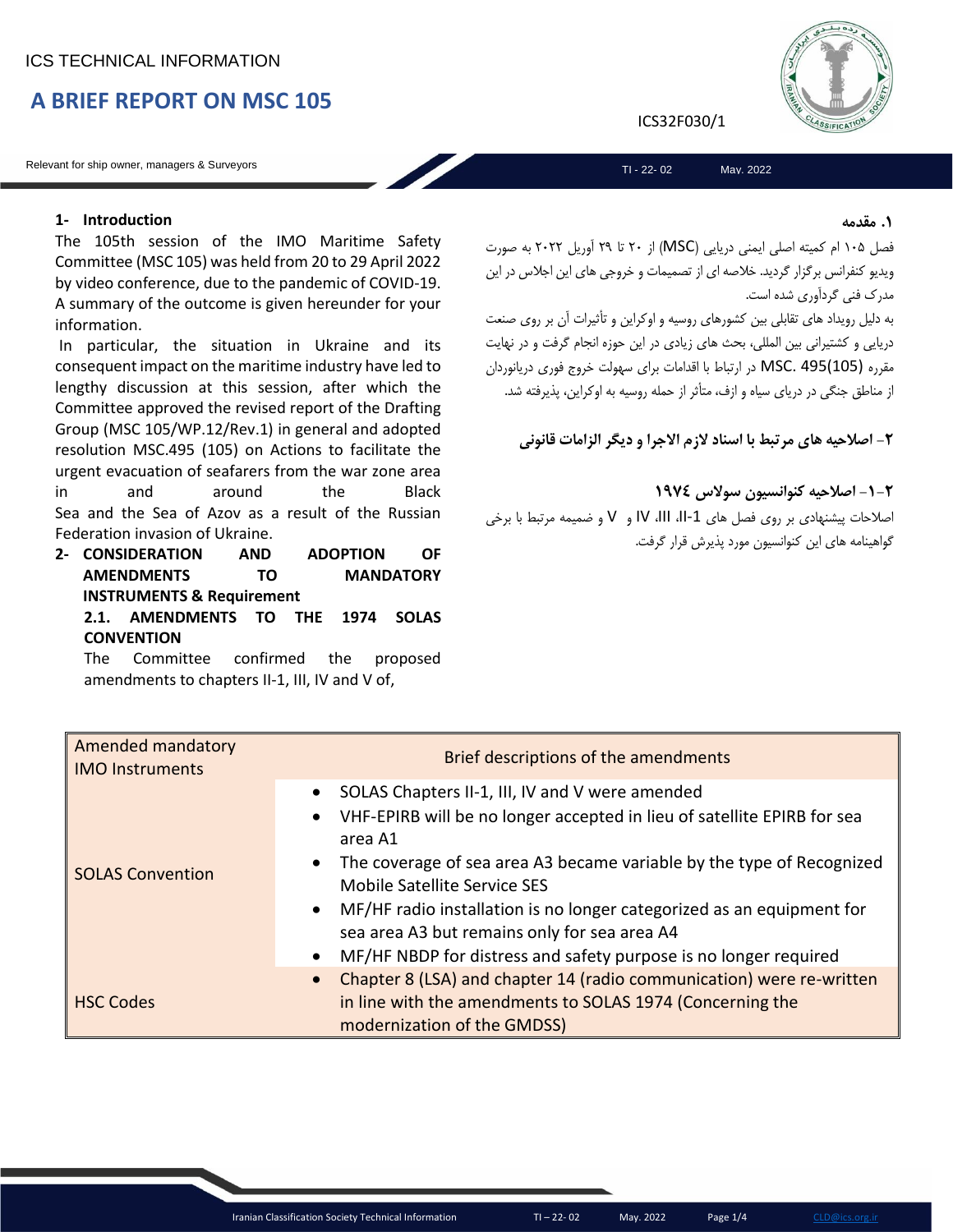ICS TECHNICAL INFORMATION

# A BRIEF REPORT ON MSC 105

ICS32F030/1

Relevant for ship owner, managers & Surveyors

TI - 22- 02 May. 2022

## 1- Introduction

The 105th session of the IMO Maritime Safety Committee (MSC 105) was held from 20 to 29 April 2022 by video conference, due to the pandemic of COVID-19. A summary of the outcome is given hereunder for your information.

In particular, the situation in Ukraine and its consequent impact on the maritime industry have led to lengthy discussion at this session, after which the Committee approved the revised report of the Drafting Group (MSC 105/WP.12/Rev.1) in general and adopted resolution MSC.495 (105) on Actions to facilitate the urgent evacuation of seafarers from the war zone area in and around the Black Sea and the Sea of Azov as a result of the Russian Federation invasion of Ukraine.

## 2- CONSIDERATION AND ADOPTION OF AMENDMENTS TO MANDATORY INSTRUMENTS & Requirement

### 2.1. AMENDMENTS TO THE 1974 SOLAS CONVENTION

The Committee confirmed the proposed amendments to chapters II-1, III, IV and V of,

## ۱. مقدمه

فصل ۱۰۵ ام کمیته اصلی ایمنی دریایی (MSC) از ۲۰ تا ۲۹ آوریل ۲۰۲۲ به صورت ویدیو کنفرانس برگزار گردید. خلاصه ای از تصمیمات و خروجی های این اجلاس در این مدرک فنی گردآوری شده است.

به دلیل رویداد های تقابلی بین کشورهای روسیه و اوکراین و تأثیرات آن بر روی صنعت دریایی و کشتیرانی بین المللی، بحث های زیادی در این حوزه انجام گرفت و در نهایت مقرره MSC. 495(105) در ارتباط با اقدامات برای سهولت خروج فوری دریانوردان از مناطق جنگی در دریای سیاه و ازف، متأثر از حمله روسیه به اوکراین، پذیرفته شد.

## ۲- اصلاحیه های مرتبط با اسناد لازم الاجرا و دیگر الزامات قانونی

### ۲-۱- اصلاحیه کنوانسیون سولاس ۱۹۷٤

اصلاحات پیشنهادی بر روی فصل های II-1، III، IV و V و ضمیمه مرتبط با برخی گواهینامه های این کنوانسیون مورد پذیرش قرار گرفت.

| Amended mandatory IMO Instruments | Brief descriptions of the amendments |
|---|---|
| SOLAS Convention | • SOLAS Chapters II-1, III, IV and V were amended<br>• VHF-EPIRB will be no longer accepted in lieu of satellite EPIRB for sea area A1<br>• The coverage of sea area A3 became variable by the type of Recognized Mobile Satellite Service SES<br>• MF/HF radio installation is no longer categorized as an equipment for sea area A3 but remains only for sea area A4<br>• MF/HF NBDP for distress and safety purpose is no longer required |
| HSC Codes | • Chapter 8 (LSA) and chapter 14 (radio communication) were re-written in line with the amendments to SOLAS 1974 (Concerning the modernization of the GMDSS) |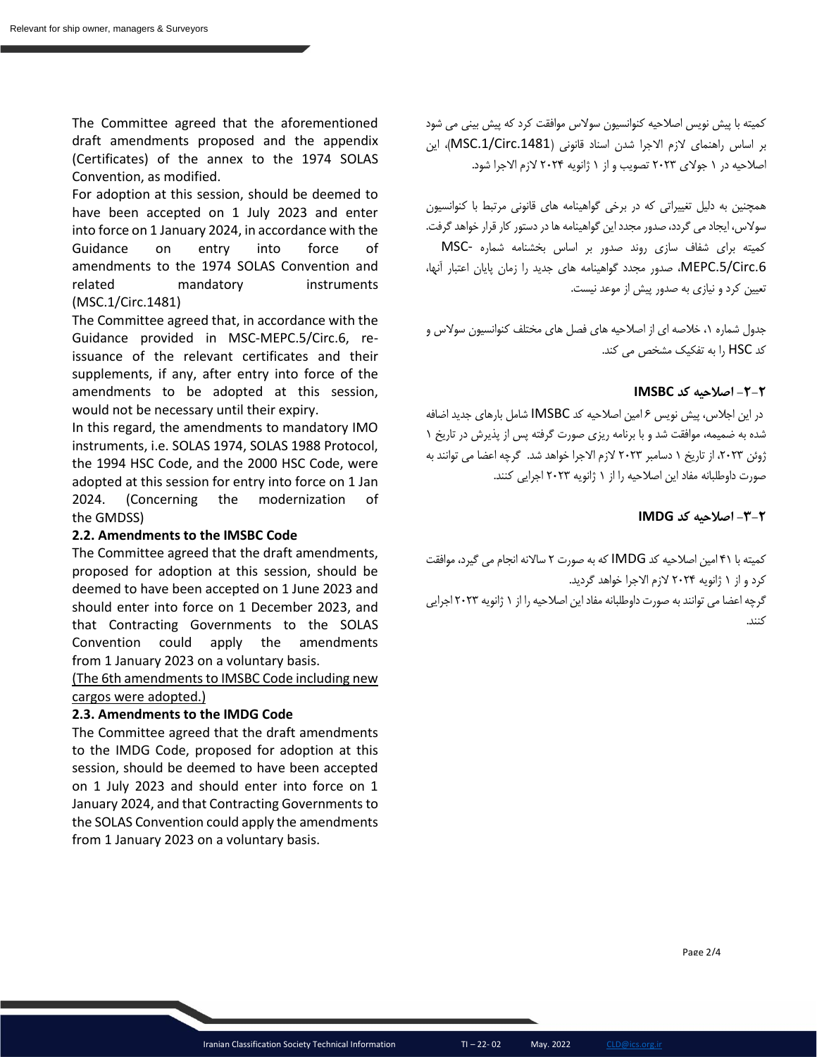The Committee agreed that the aforementioned draft amendments proposed and the appendix (Certificates) of the annex to the 1974 SOLAS Convention, as modified.

For adoption at this session, should be deemed to have been accepted on 1 July 2023 and enter into force on 1 January 2024, in accordance with the Guidance on entry into force of amendments to the 1974 SOLAS Convention and related mandatory instruments (MSC.1/Circ.1481)

The Committee agreed that, in accordance with the Guidance provided in MSC-MEPC.5/Circ.6, re-issuance of the relevant certificates and their supplements, if any, after entry into force of the amendments to be adopted at this session, would not be necessary until their expiry.

In this regard, the amendments to mandatory IMO instruments, i.e. SOLAS 1974, SOLAS 1988 Protocol, the 1994 HSC Code, and the 2000 HSC Code, were adopted at this session for entry into force on 1 Jan 2024. (Concerning the modernization of the GMDSS)

**2.2. Amendments to the IMSBC Code**

The Committee agreed that the draft amendments, proposed for adoption at this session, should be deemed to have been accepted on 1 June 2023 and should enter into force on 1 December 2023, and that Contracting Governments to the SOLAS Convention could apply the amendments from 1 January 2023 on a voluntary basis.

(The 6th amendments to IMSBC Code including new cargos were adopted.)

**2.3. Amendments to the IMDG Code**

The Committee agreed that the draft amendments to the IMDG Code, proposed for adoption at this session, should be deemed to have been accepted on 1 July 2023 and should enter into force on 1 January 2024, and that Contracting Governments to the SOLAS Convention could apply the amendments from 1 January 2023 on a voluntary basis.

کمیته با پیش نویس اصلاحیه کنوانسیون سولاس موافقت کرد که پیش بینی می شود بر اساس راهنمای لازم الاجرا شدن اسناد قانونی (MSC.1/Circ.1481)، این اصلاحیه در ۱ جولای ۲۰۲۳ تصویب و از ۱ ژانویه ۲۰۲۴ لازم الاجرا شود.

همچنین به دلیل تغییراتی که در برخی گواهینامه های قانونی مرتبط با کنوانسیون سولاس، ایجاد می گردد، صدور مجدد این گواهینامه ها در دستور کار قرار خواهد گرفت. کمیته برای شفاف سازی روند صدور بر اساس بخشنامه شماره MSC-MEPC.5/Circ.6، صدور مجدد گواهینامه های جدید را زمان پایان اعتبار آنها، تعیین کرد و نیازی به صدور پیش از موعد نیست.

جدول شماره ۱، خلاصه ای از اصلاحیه های فصل های مختلف کنوانسیون سولاس و کد HSC را به تفکیک مشخص می کند.

**۲-۲- اصلاحیه کد IMSBC**

در این اجلاس، پیش نویس ۶ امین اصلاحیه کد IMSBC شامل بارهای جدید اضافه شده به ضمیمه، موافقت شد و با برنامه ریزی صورت گرفته پس از پذیرش در تاریخ ۱ ژوئن ۲۰۲۳، از تاریخ ۱ دسامبر ۲۰۲۳ لازم الاجرا خواهد شد. گرچه اعضا می توانند به صورت داوطلبانه مفاد این اصلاحیه را از ۱ ژانویه ۲۰۲۳ اجرایی کنند.

**۲-۳- اصلاحیه کد IMDG**

کمیته با ۴۱ امین اصلاحیه کد IMDG که به صورت ۲ سالانه انجام می گیرد، موافقت کرد و از ۱ ژانویه ۲۰۲۴ لازم الاجرا خواهد گردید.
گرچه اعضا می توانند به صورت داوطلبانه مفاد این اصلاحیه را از ۱ ژانویه ۲۰۲۳ اجرایی کنند.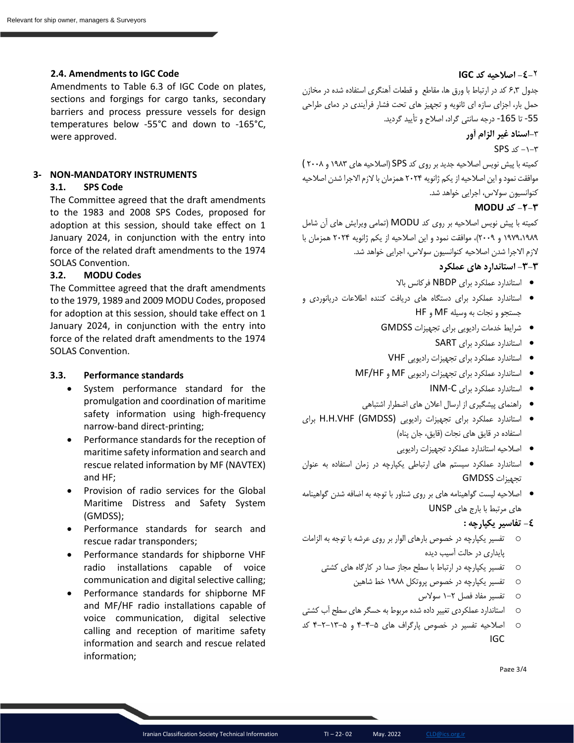## 2.4. Amendments to IGC Code

Amendments to Table 6.3 of IGC Code on plates, sections and forgings for cargo tanks, secondary barriers and process pressure vessels for design temperatures below -55°C and down to -165°C, were approved.

## 3- NON-MANDATORY INSTRUMENTS

### 3.1. SPS Code

The Committee agreed that the draft amendments to the 1983 and 2008 SPS Codes, proposed for adoption at this session, should take effect on 1 January 2024, in conjunction with the entry into force of the related draft amendments to the 1974 SOLAS Convention.

### 3.2. MODU Codes

The Committee agreed that the draft amendments to the 1979, 1989 and 2009 MODU Codes, proposed for adoption at this session, should take effect on 1 January 2024, in conjunction with the entry into force of the related draft amendments to the 1974 SOLAS Convention.

### 3.3. Performance standards

- System performance standard for the promulgation and coordination of maritime safety information using high-frequency narrow-band direct-printing;
- Performance standards for the reception of maritime safety information and search and rescue related information by MF (NAVTEX) and HF;
- Provision of radio services for the Global Maritime Distress and Safety System (GMDSS);
- Performance standards for search and rescue radar transponders;
- Performance standards for shipborne VHF radio installations capable of voice communication and digital selective calling;
- Performance standards for shipborne MF and MF/HF radio installations capable of voice communication, digital selective calling and reception of maritime safety information and search and rescue related information;

## ۲-٤- اصلاحیه کد IGC

جدول ۶،۳ کد در ارتباط با ورق ها، مقاطع و قطعات آهنگری استفاده شده در مخازن حمل بار، اجزای سازه ای ثانویه و تجهیز های تحت فشار فرآیندی در دمای طراحی 55- تا 165- درجه سانتی گراد، اصلاح و تأیید گردید.

## ۳-اسناد غیر الزام آور

### ۳-۱- کد SPS

کمیته با پیش نویس اصلاحیه جدید بر روی کد SPS (اصلاحیه های ۱۹۸۳ و ۲۰۰۸ ) موافقت نمود و این اصلاحیه از یکم ژانویه ۲۰۲۴ همزمان با لازم الاجرا شدن اصلاحیه کنوانسیون سولاس، اجرایی خواهد شد.

### ۳-۲- کد MODU

کمیته با پیش نویس اصلاحیه بر روی کد MODU (تمامی ویرایش های آن شامل ۱۹۷۹،۱۹۸۹ و ۲۰۰۹)، موافقت نمود و این اصلاحیه از یکم ژانویه ۲۰۲۴ همزمان با لازم الاجرا شدن اصلاحیه کنوانسیون سولاس، اجرایی خواهد شد.

### ۳-۳- استاندارد های عملکرد

- استاندارد عملکرد برای NBDP فرکانس بالا
- استاندارد عملکرد برای دستگاه های دریافت کننده اطلاعات دریانوردی و جستجو و نجات به وسیله MF و HF
- شرایط خدمات رادیویی برای تجهیزات GMDSS
- استاندارد عملکرد برای SART
- استاندارد عملکرد برای تجهیزات رادیویی VHF
- استاندارد عملکرد برای تجهیزات رادیویی MF و MF/HF
- استاندارد عملکرد برای INM-C
- راهنمای پیشگیری از ارسال اعلان های اضطرار اشتباهی
- استاندارد عملکرد برای تجهیزات رادیویی H.H.VHF (GMDSS) برای استفاده در قایق های نجات (قایق، جان پناه)
- اصلاحیه استاندارد عملکرد تجهیزات رادیویی
- استاندارد عملکرد سیستم های ارتباطی یکپارچه در زمان استفاده به عنوان تجهیزات GMDSS
- اصلاحیه لیست گواهینامه های بر روی شناور با توجه به اضافه شدن گواهینامه های مرتبط با بارج های UNSP

## ٤- تفاسیر یکپارچه :

- تفسیر یکپارچه در خصوص بارهای الوار بر روی عرشه با توجه به الزامات پایداری در حالت آسیب دیده
- تفسیر یکپارچه در ارتباط با سطح مجاز صدا در کارگاه های کشتی
- تفسیر یکپارچه در خصوص پروتکل ۱۹۸۸ خط شاهین
- تفسیر مفاد فصل ۲-۱ سولاس
- استاندارد عملکردی تغییر داده شده مربوط به حسگر های سطح آب کشتی
- اصلاحیه تفسیر در خصوص پارگراف های ۵-۴-۴ و ۵-۱۳-۲-۴ کد IGC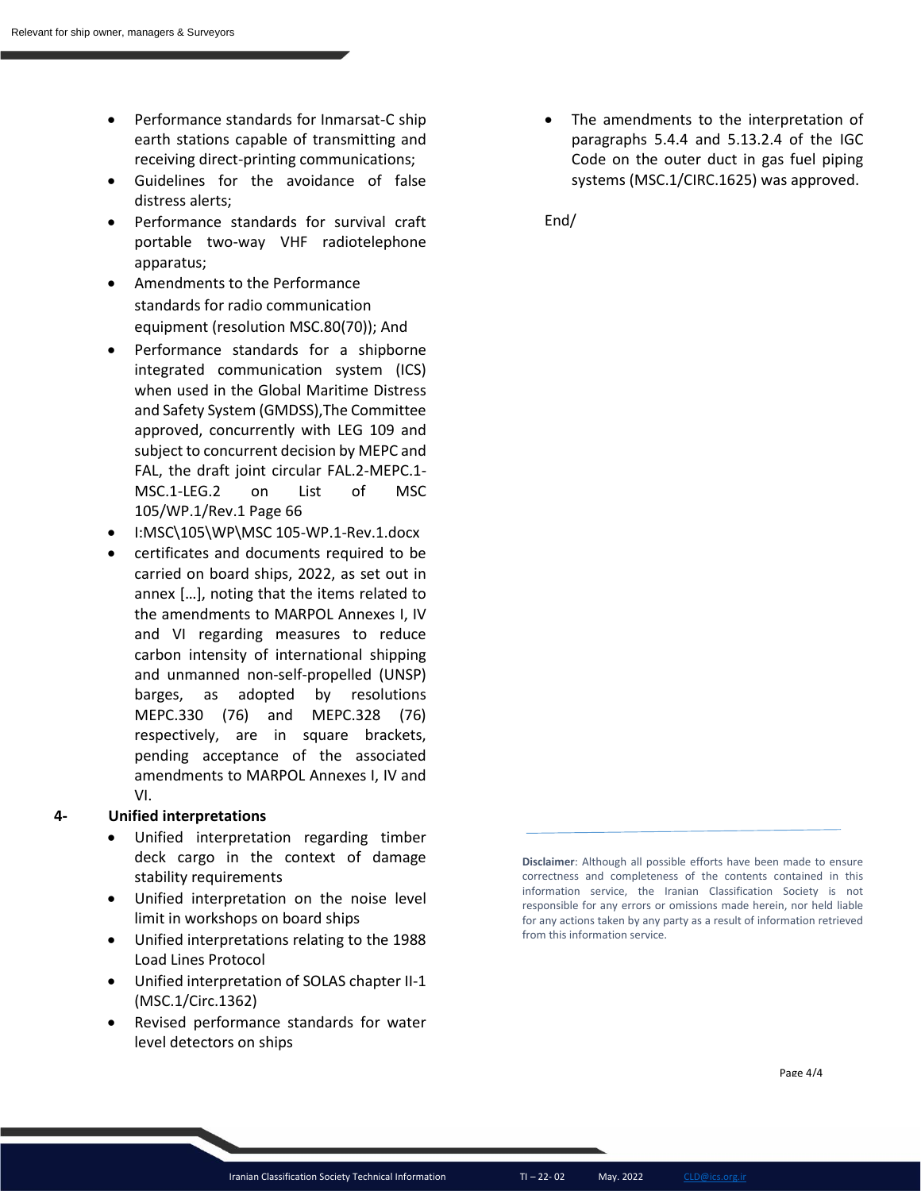- Performance standards for Inmarsat-C ship earth stations capable of transmitting and receiving direct-printing communications;
- Guidelines for the avoidance of false distress alerts;
- Performance standards for survival craft portable two-way VHF radiotelephone apparatus;
- Amendments to the Performance standards for radio communication equipment (resolution MSC.80(70)); And
- Performance standards for a shipborne integrated communication system (ICS) when used in the Global Maritime Distress and Safety System (GMDSS),The Committee approved, concurrently with LEG 109 and subject to concurrent decision by MEPC and FAL, the draft joint circular FAL.2-MEPC.1-MSC.1-LEG.2 on List of MSC 105/WP.1/Rev.1 Page 66
- I:MSC\105\WP\MSC 105-WP.1-Rev.1.docx
- certificates and documents required to be carried on board ships, 2022, as set out in annex […], noting that the items related to the amendments to MARPOL Annexes I, IV and VI regarding measures to reduce carbon intensity of international shipping and unmanned non-self-propelled (UNSP) barges, as adopted by resolutions MEPC.330 (76) and MEPC.328 (76) respectively, are in square brackets, pending acceptance of the associated amendments to MARPOL Annexes I, IV and VI.

**4- Unified interpretations**

- Unified interpretation regarding timber deck cargo in the context of damage stability requirements
- Unified interpretation on the noise level limit in workshops on board ships
- Unified interpretations relating to the 1988 Load Lines Protocol
- Unified interpretation of SOLAS chapter II-1 (MSC.1/Circ.1362)
- Revised performance standards for water level detectors on ships
- The amendments to the interpretation of paragraphs 5.4.4 and 5.13.2.4 of the IGC Code on the outer duct in gas fuel piping systems (MSC.1/CIRC.1625) was approved.

End/

**Disclaimer**: Although all possible efforts have been made to ensure correctness and completeness of the contents contained in this information service, the Iranian Classification Society is not responsible for any errors or omissions made herein, nor held liable for any actions taken by any party as a result of information retrieved from this information service.